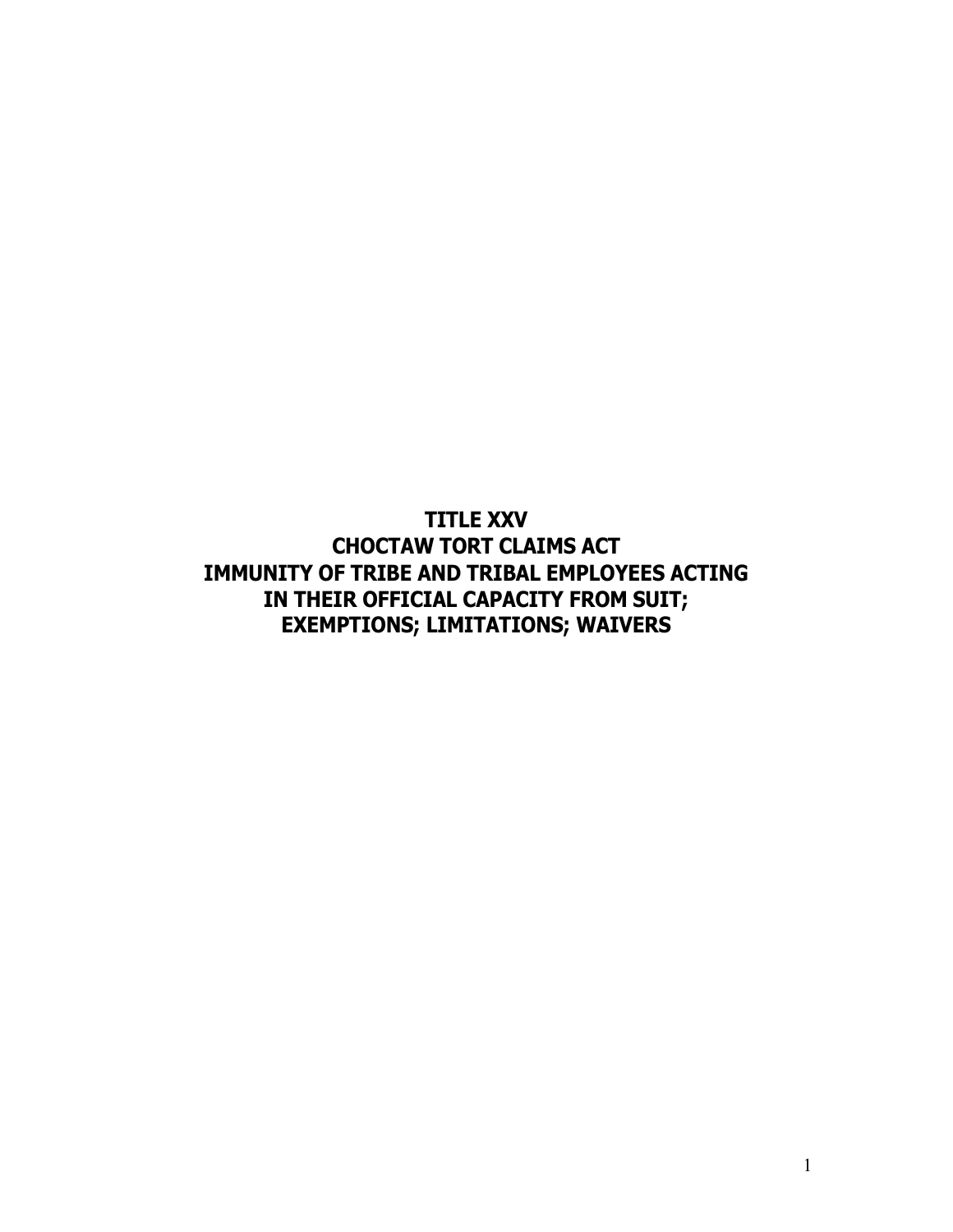# TITLE XXV
# CHOCTAW TORT CLAIMS ACT
# IMMUNITY OF TRIBE AND TRIBAL EMPLOYEES ACTING IN THEIR OFFICIAL CAPACITY FROM SUIT; EXEMPTIONS; LIMITATIONS; WAIVERS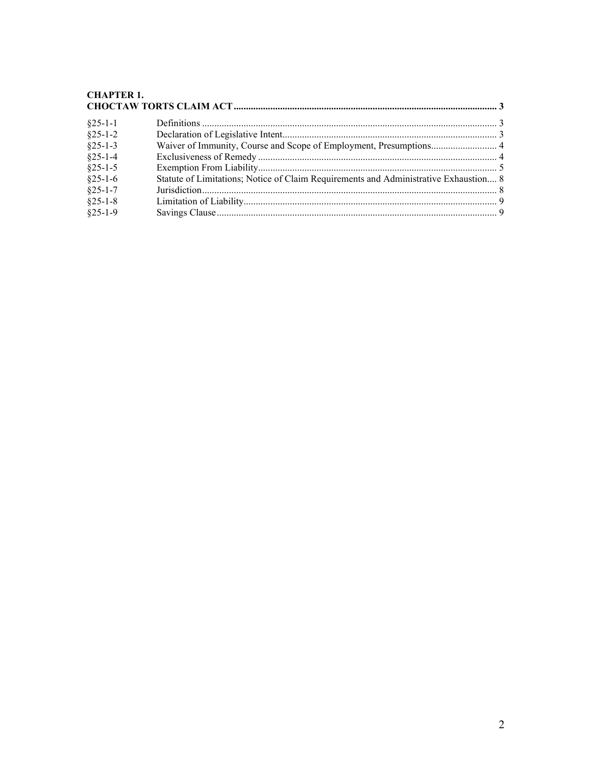**CHAPTER 1.**
**CHOCTAW TORTS CLAIM ACT ........................................................................................................ 3**

| | | |
|---|---|---|
| §25-1-1 | Definitions | 3 |
| §25-1-2 | Declaration of Legislative Intent | 3 |
| §25-1-3 | Waiver of Immunity, Course and Scope of Employment, Presumptions | 4 |
| §25-1-4 | Exclusiveness of Remedy | 4 |
| §25-1-5 | Exemption From Liability | 5 |
| §25-1-6 | Statute of Limitations; Notice of Claim Requirements and Administrative Exhaustion | 8 |
| §25-1-7 | Jurisdiction | 8 |
| §25-1-8 | Limitation of Liability | 9 |
| §25-1-9 | Savings Clause | 9 |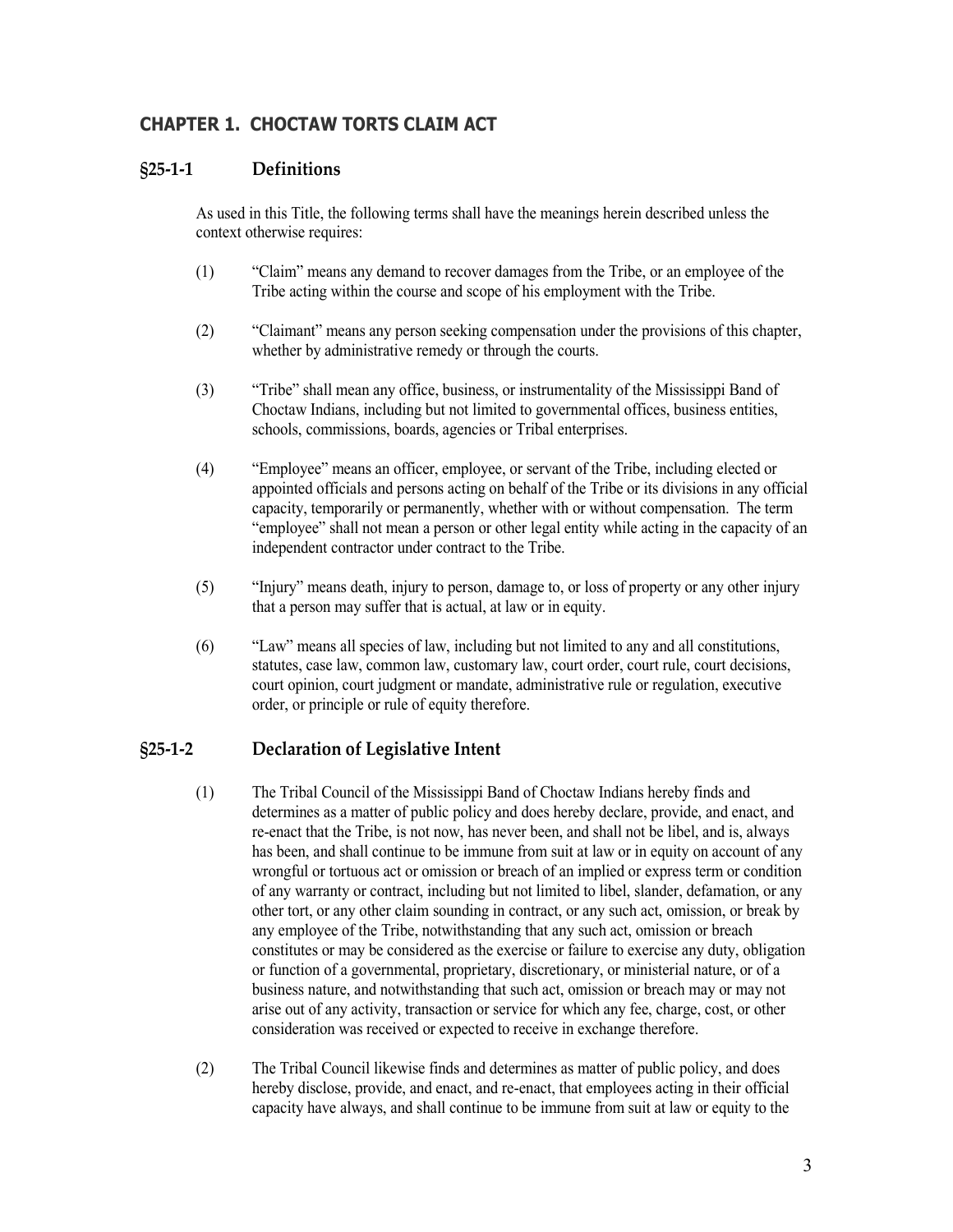## CHAPTER 1. CHOCTAW TORTS CLAIM ACT

### §25-1-1 Definitions

As used in this Title, the following terms shall have the meanings herein described unless the context otherwise requires:

(1) "Claim" means any demand to recover damages from the Tribe, or an employee of the Tribe acting within the course and scope of his employment with the Tribe.

(2) "Claimant" means any person seeking compensation under the provisions of this chapter, whether by administrative remedy or through the courts.

(3) "Tribe" shall mean any office, business, or instrumentality of the Mississippi Band of Choctaw Indians, including but not limited to governmental offices, business entities, schools, commissions, boards, agencies or Tribal enterprises.

(4) "Employee" means an officer, employee, or servant of the Tribe, including elected or appointed officials and persons acting on behalf of the Tribe or its divisions in any official capacity, temporarily or permanently, whether with or without compensation. The term "employee" shall not mean a person or other legal entity while acting in the capacity of an independent contractor under contract to the Tribe.

(5) "Injury" means death, injury to person, damage to, or loss of property or any other injury that a person may suffer that is actual, at law or in equity.

(6) "Law" means all species of law, including but not limited to any and all constitutions, statutes, case law, common law, customary law, court order, court rule, court decisions, court opinion, court judgment or mandate, administrative rule or regulation, executive order, or principle or rule of equity therefore.

### §25-1-2 Declaration of Legislative Intent

(1) The Tribal Council of the Mississippi Band of Choctaw Indians hereby finds and determines as a matter of public policy and does hereby declare, provide, and enact, and re-enact that the Tribe, is not now, has never been, and shall not be libel, and is, always has been, and shall continue to be immune from suit at law or in equity on account of any wrongful or tortuous act or omission or breach of an implied or express term or condition of any warranty or contract, including but not limited to libel, slander, defamation, or any other tort, or any other claim sounding in contract, or any such act, omission, or break by any employee of the Tribe, notwithstanding that any such act, omission or breach constitutes or may be considered as the exercise or failure to exercise any duty, obligation or function of a governmental, proprietary, discretionary, or ministerial nature, or of a business nature, and notwithstanding that such act, omission or breach may or may not arise out of any activity, transaction or service for which any fee, charge, cost, or other consideration was received or expected to receive in exchange therefore.

(2) The Tribal Council likewise finds and determines as matter of public policy, and does hereby disclose, provide, and enact, and re-enact, that employees acting in their official capacity have always, and shall continue to be immune from suit at law or equity to the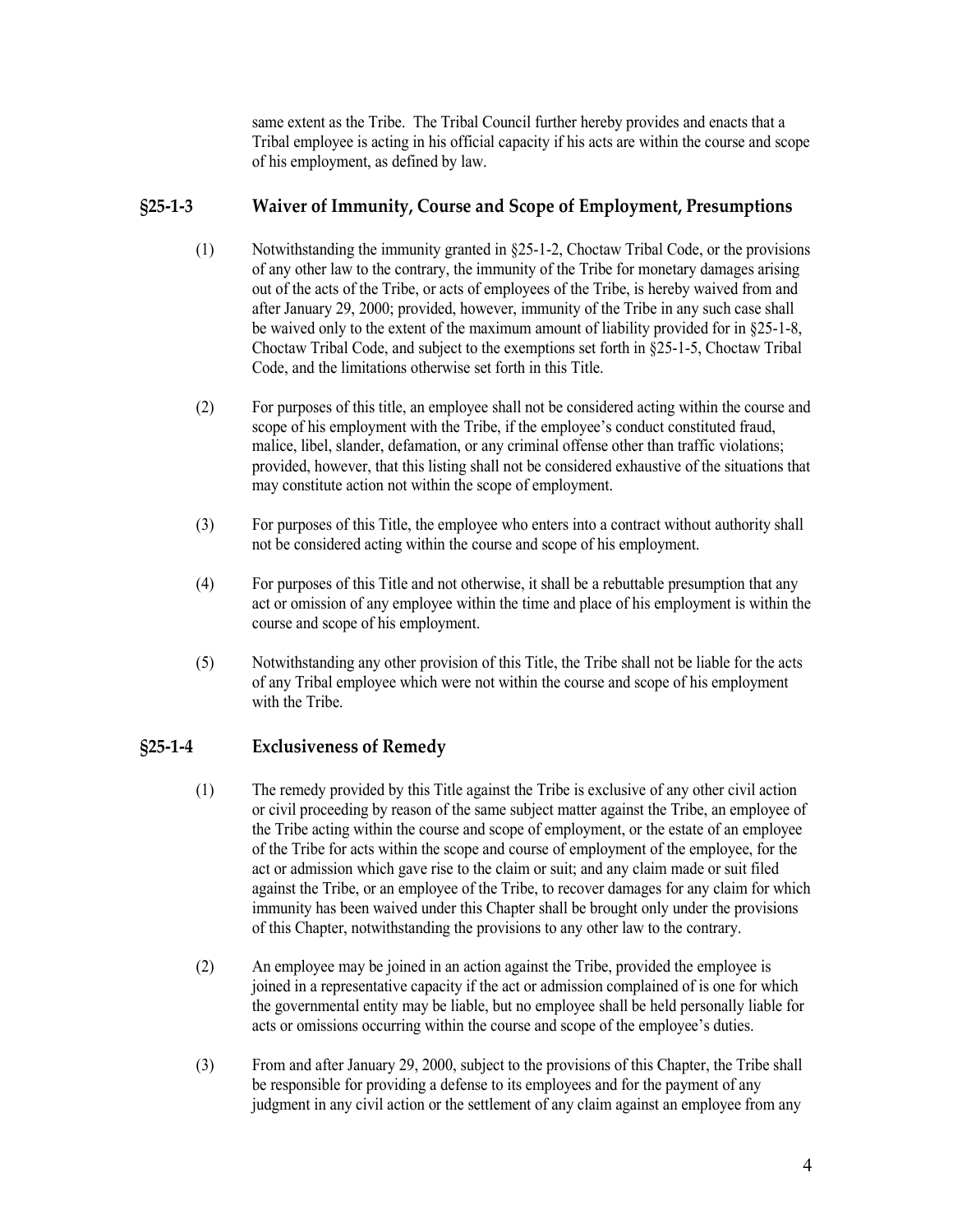same extent as the Tribe. The Tribal Council further hereby provides and enacts that a Tribal employee is acting in his official capacity if his acts are within the course and scope of his employment, as defined by law.

## §25-1-3 Waiver of Immunity, Course and Scope of Employment, Presumptions

(1) Notwithstanding the immunity granted in §25-1-2, Choctaw Tribal Code, or the provisions of any other law to the contrary, the immunity of the Tribe for monetary damages arising out of the acts of the Tribe, or acts of employees of the Tribe, is hereby waived from and after January 29, 2000; provided, however, immunity of the Tribe in any such case shall be waived only to the extent of the maximum amount of liability provided for in §25-1-8, Choctaw Tribal Code, and subject to the exemptions set forth in §25-1-5, Choctaw Tribal Code, and the limitations otherwise set forth in this Title.

(2) For purposes of this title, an employee shall not be considered acting within the course and scope of his employment with the Tribe, if the employee's conduct constituted fraud, malice, libel, slander, defamation, or any criminal offense other than traffic violations; provided, however, that this listing shall not be considered exhaustive of the situations that may constitute action not within the scope of employment.

(3) For purposes of this Title, the employee who enters into a contract without authority shall not be considered acting within the course and scope of his employment.

(4) For purposes of this Title and not otherwise, it shall be a rebuttable presumption that any act or omission of any employee within the time and place of his employment is within the course and scope of his employment.

(5) Notwithstanding any other provision of this Title, the Tribe shall not be liable for the acts of any Tribal employee which were not within the course and scope of his employment with the Tribe.

## §25-1-4 Exclusiveness of Remedy

(1) The remedy provided by this Title against the Tribe is exclusive of any other civil action or civil proceeding by reason of the same subject matter against the Tribe, an employee of the Tribe acting within the course and scope of employment, or the estate of an employee of the Tribe for acts within the scope and course of employment of the employee, for the act or admission which gave rise to the claim or suit; and any claim made or suit filed against the Tribe, or an employee of the Tribe, to recover damages for any claim for which immunity has been waived under this Chapter shall be brought only under the provisions of this Chapter, notwithstanding the provisions to any other law to the contrary.

(2) An employee may be joined in an action against the Tribe, provided the employee is joined in a representative capacity if the act or admission complained of is one for which the governmental entity may be liable, but no employee shall be held personally liable for acts or omissions occurring within the course and scope of the employee's duties.

(3) From and after January 29, 2000, subject to the provisions of this Chapter, the Tribe shall be responsible for providing a defense to its employees and for the payment of any judgment in any civil action or the settlement of any claim against an employee from any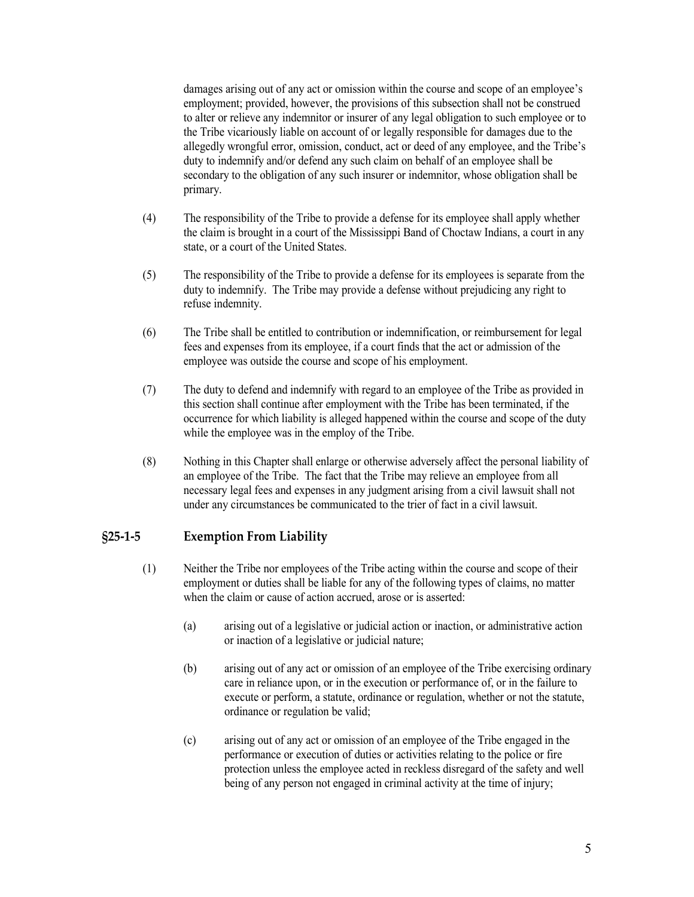damages arising out of any act or omission within the course and scope of an employee's employment; provided, however, the provisions of this subsection shall not be construed to alter or relieve any indemnitor or insurer of any legal obligation to such employee or to the Tribe vicariously liable on account of or legally responsible for damages due to the allegedly wrongful error, omission, conduct, act or deed of any employee, and the Tribe's duty to indemnify and/or defend any such claim on behalf of an employee shall be secondary to the obligation of any such insurer or indemnitor, whose obligation shall be primary.

(4) The responsibility of the Tribe to provide a defense for its employee shall apply whether the claim is brought in a court of the Mississippi Band of Choctaw Indians, a court in any state, or a court of the United States.

(5) The responsibility of the Tribe to provide a defense for its employees is separate from the duty to indemnify. The Tribe may provide a defense without prejudicing any right to refuse indemnity.

(6) The Tribe shall be entitled to contribution or indemnification, or reimbursement for legal fees and expenses from its employee, if a court finds that the act or admission of the employee was outside the course and scope of his employment.

(7) The duty to defend and indemnify with regard to an employee of the Tribe as provided in this section shall continue after employment with the Tribe has been terminated, if the occurrence for which liability is alleged happened within the course and scope of the duty while the employee was in the employ of the Tribe.

(8) Nothing in this Chapter shall enlarge or otherwise adversely affect the personal liability of an employee of the Tribe. The fact that the Tribe may relieve an employee from all necessary legal fees and expenses in any judgment arising from a civil lawsuit shall not under any circumstances be communicated to the trier of fact in a civil lawsuit.

## §25-1-5 Exemption From Liability

(1) Neither the Tribe nor employees of the Tribe acting within the course and scope of their employment or duties shall be liable for any of the following types of claims, no matter when the claim or cause of action accrued, arose or is asserted:

(a) arising out of a legislative or judicial action or inaction, or administrative action or inaction of a legislative or judicial nature;

(b) arising out of any act or omission of an employee of the Tribe exercising ordinary care in reliance upon, or in the execution or performance of, or in the failure to execute or perform, a statute, ordinance or regulation, whether or not the statute, ordinance or regulation be valid;

(c) arising out of any act or omission of an employee of the Tribe engaged in the performance or execution of duties or activities relating to the police or fire protection unless the employee acted in reckless disregard of the safety and well being of any person not engaged in criminal activity at the time of injury;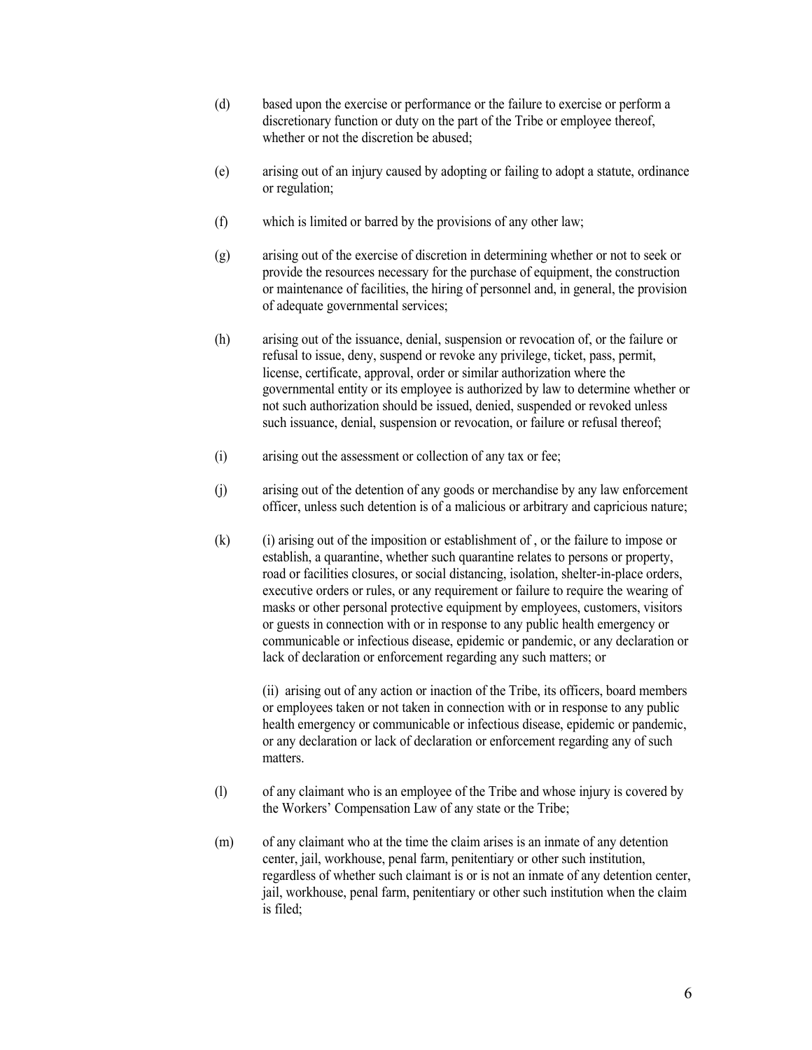(d) based upon the exercise or performance or the failure to exercise or perform a discretionary function or duty on the part of the Tribe or employee thereof, whether or not the discretion be abused;

(e) arising out of an injury caused by adopting or failing to adopt a statute, ordinance or regulation;

(f) which is limited or barred by the provisions of any other law;

(g) arising out of the exercise of discretion in determining whether or not to seek or provide the resources necessary for the purchase of equipment, the construction or maintenance of facilities, the hiring of personnel and, in general, the provision of adequate governmental services;

(h) arising out of the issuance, denial, suspension or revocation of, or the failure or refusal to issue, deny, suspend or revoke any privilege, ticket, pass, permit, license, certificate, approval, order or similar authorization where the governmental entity or its employee is authorized by law to determine whether or not such authorization should be issued, denied, suspended or revoked unless such issuance, denial, suspension or revocation, or failure or refusal thereof;

(i) arising out the assessment or collection of any tax or fee;

(j) arising out of the detention of any goods or merchandise by any law enforcement officer, unless such detention is of a malicious or arbitrary and capricious nature;

(k) (i) arising out of the imposition or establishment of , or the failure to impose or establish, a quarantine, whether such quarantine relates to persons or property, road or facilities closures, or social distancing, isolation, shelter-in-place orders, executive orders or rules, or any requirement or failure to require the wearing of masks or other personal protective equipment by employees, customers, visitors or guests in connection with or in response to any public health emergency or communicable or infectious disease, epidemic or pandemic, or any declaration or lack of declaration or enforcement regarding any such matters; or

(ii) arising out of any action or inaction of the Tribe, its officers, board members or employees taken or not taken in connection with or in response to any public health emergency or communicable or infectious disease, epidemic or pandemic, or any declaration or lack of declaration or enforcement regarding any of such matters.

(l) of any claimant who is an employee of the Tribe and whose injury is covered by the Workers' Compensation Law of any state or the Tribe;

(m) of any claimant who at the time the claim arises is an inmate of any detention center, jail, workhouse, penal farm, penitentiary or other such institution, regardless of whether such claimant is or is not an inmate of any detention center, jail, workhouse, penal farm, penitentiary or other such institution when the claim is filed;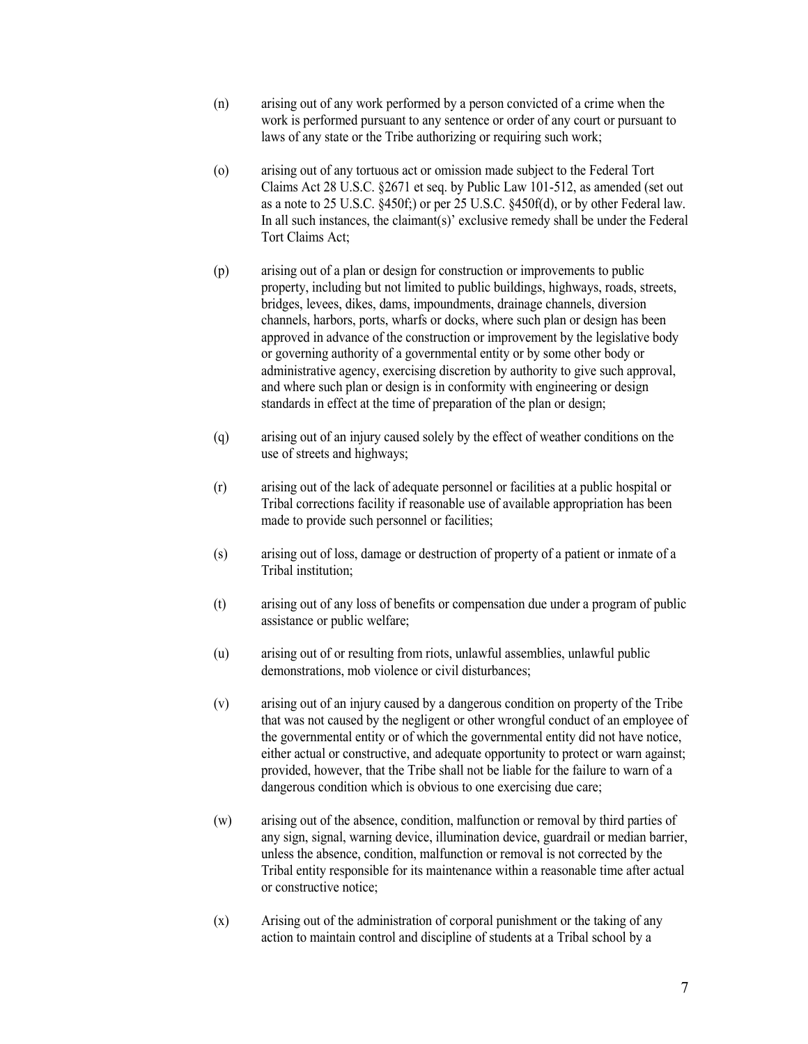(n) arising out of any work performed by a person convicted of a crime when the work is performed pursuant to any sentence or order of any court or pursuant to laws of any state or the Tribe authorizing or requiring such work;

(o) arising out of any tortuous act or omission made subject to the Federal Tort Claims Act 28 U.S.C. §2671 et seq. by Public Law 101-512, as amended (set out as a note to 25 U.S.C. §450f;) or per 25 U.S.C. §450f(d), or by other Federal law. In all such instances, the claimant(s)' exclusive remedy shall be under the Federal Tort Claims Act;

(p) arising out of a plan or design for construction or improvements to public property, including but not limited to public buildings, highways, roads, streets, bridges, levees, dikes, dams, impoundments, drainage channels, diversion channels, harbors, ports, wharfs or docks, where such plan or design has been approved in advance of the construction or improvement by the legislative body or governing authority of a governmental entity or by some other body or administrative agency, exercising discretion by authority to give such approval, and where such plan or design is in conformity with engineering or design standards in effect at the time of preparation of the plan or design;

(q) arising out of an injury caused solely by the effect of weather conditions on the use of streets and highways;

(r) arising out of the lack of adequate personnel or facilities at a public hospital or Tribal corrections facility if reasonable use of available appropriation has been made to provide such personnel or facilities;

(s) arising out of loss, damage or destruction of property of a patient or inmate of a Tribal institution;

(t) arising out of any loss of benefits or compensation due under a program of public assistance or public welfare;

(u) arising out of or resulting from riots, unlawful assemblies, unlawful public demonstrations, mob violence or civil disturbances;

(v) arising out of an injury caused by a dangerous condition on property of the Tribe that was not caused by the negligent or other wrongful conduct of an employee of the governmental entity or of which the governmental entity did not have notice, either actual or constructive, and adequate opportunity to protect or warn against; provided, however, that the Tribe shall not be liable for the failure to warn of a dangerous condition which is obvious to one exercising due care;

(w) arising out of the absence, condition, malfunction or removal by third parties of any sign, signal, warning device, illumination device, guardrail or median barrier, unless the absence, condition, malfunction or removal is not corrected by the Tribal entity responsible for its maintenance within a reasonable time after actual or constructive notice;

(x) Arising out of the administration of corporal punishment or the taking of any action to maintain control and discipline of students at a Tribal school by a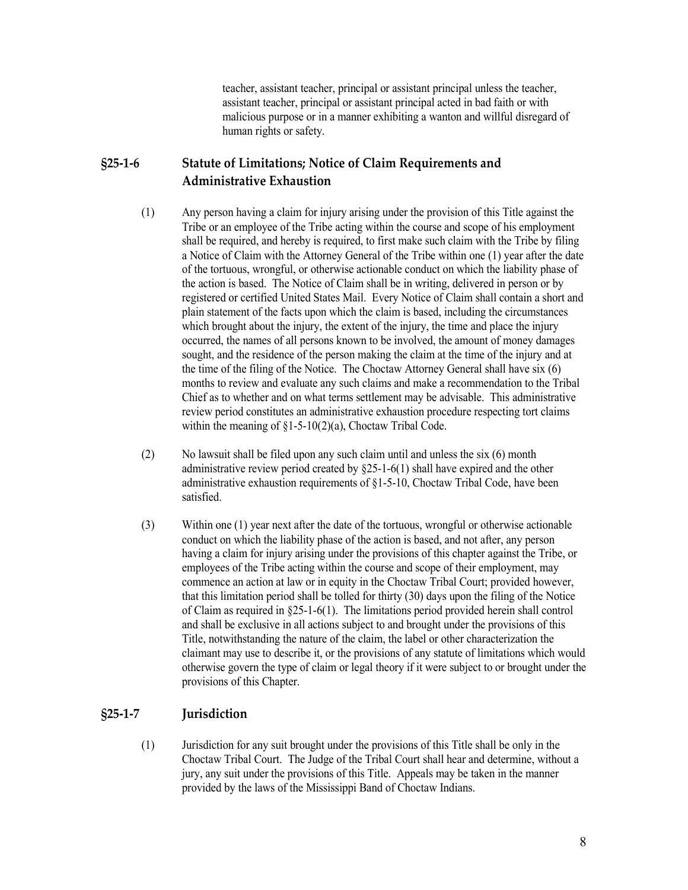teacher, assistant teacher, principal or assistant principal unless the teacher, assistant teacher, principal or assistant principal acted in bad faith or with malicious purpose or in a manner exhibiting a wanton and willful disregard of human rights or safety.

## §25-1-6 Statute of Limitations; Notice of Claim Requirements and Administrative Exhaustion

(1) Any person having a claim for injury arising under the provision of this Title against the Tribe or an employee of the Tribe acting within the course and scope of his employment shall be required, and hereby is required, to first make such claim with the Tribe by filing a Notice of Claim with the Attorney General of the Tribe within one (1) year after the date of the tortuous, wrongful, or otherwise actionable conduct on which the liability phase of the action is based. The Notice of Claim shall be in writing, delivered in person or by registered or certified United States Mail. Every Notice of Claim shall contain a short and plain statement of the facts upon which the claim is based, including the circumstances which brought about the injury, the extent of the injury, the time and place the injury occurred, the names of all persons known to be involved, the amount of money damages sought, and the residence of the person making the claim at the time of the injury and at the time of the filing of the Notice. The Choctaw Attorney General shall have six (6) months to review and evaluate any such claims and make a recommendation to the Tribal Chief as to whether and on what terms settlement may be advisable. This administrative review period constitutes an administrative exhaustion procedure respecting tort claims within the meaning of §1-5-10(2)(a), Choctaw Tribal Code.

(2) No lawsuit shall be filed upon any such claim until and unless the six (6) month administrative review period created by §25-1-6(1) shall have expired and the other administrative exhaustion requirements of §1-5-10, Choctaw Tribal Code, have been satisfied.

(3) Within one (1) year next after the date of the tortuous, wrongful or otherwise actionable conduct on which the liability phase of the action is based, and not after, any person having a claim for injury arising under the provisions of this chapter against the Tribe, or employees of the Tribe acting within the course and scope of their employment, may commence an action at law or in equity in the Choctaw Tribal Court; provided however, that this limitation period shall be tolled for thirty (30) days upon the filing of the Notice of Claim as required in §25-1-6(1). The limitations period provided herein shall control and shall be exclusive in all actions subject to and brought under the provisions of this Title, notwithstanding the nature of the claim, the label or other characterization the claimant may use to describe it, or the provisions of any statute of limitations which would otherwise govern the type of claim or legal theory if it were subject to or brought under the provisions of this Chapter.

## §25-1-7 Jurisdiction

(1) Jurisdiction for any suit brought under the provisions of this Title shall be only in the Choctaw Tribal Court. The Judge of the Tribal Court shall hear and determine, without a jury, any suit under the provisions of this Title. Appeals may be taken in the manner provided by the laws of the Mississippi Band of Choctaw Indians.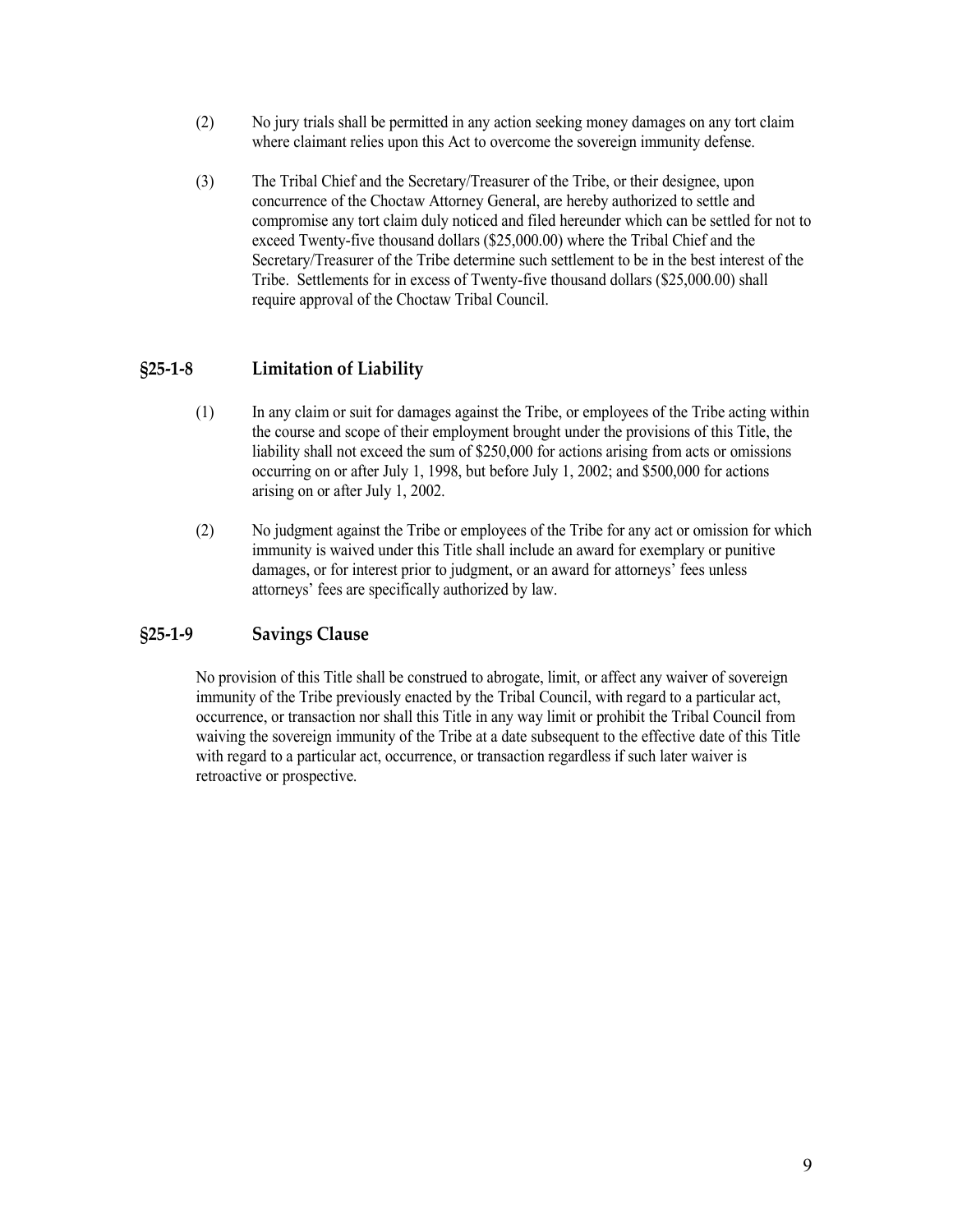(2) No jury trials shall be permitted in any action seeking money damages on any tort claim where claimant relies upon this Act to overcome the sovereign immunity defense.

(3) The Tribal Chief and the Secretary/Treasurer of the Tribe, or their designee, upon concurrence of the Choctaw Attorney General, are hereby authorized to settle and compromise any tort claim duly noticed and filed hereunder which can be settled for not to exceed Twenty-five thousand dollars ($25,000.00) where the Tribal Chief and the Secretary/Treasurer of the Tribe determine such settlement to be in the best interest of the Tribe. Settlements for in excess of Twenty-five thousand dollars ($25,000.00) shall require approval of the Choctaw Tribal Council.

## §25-1-8 Limitation of Liability

(1) In any claim or suit for damages against the Tribe, or employees of the Tribe acting within the course and scope of their employment brought under the provisions of this Title, the liability shall not exceed the sum of $250,000 for actions arising from acts or omissions occurring on or after July 1, 1998, but before July 1, 2002; and $500,000 for actions arising on or after July 1, 2002.

(2) No judgment against the Tribe or employees of the Tribe for any act or omission for which immunity is waived under this Title shall include an award for exemplary or punitive damages, or for interest prior to judgment, or an award for attorneys' fees unless attorneys' fees are specifically authorized by law.

## §25-1-9 Savings Clause

No provision of this Title shall be construed to abrogate, limit, or affect any waiver of sovereign immunity of the Tribe previously enacted by the Tribal Council, with regard to a particular act, occurrence, or transaction nor shall this Title in any way limit or prohibit the Tribal Council from waiving the sovereign immunity of the Tribe at a date subsequent to the effective date of this Title with regard to a particular act, occurrence, or transaction regardless if such later waiver is retroactive or prospective.